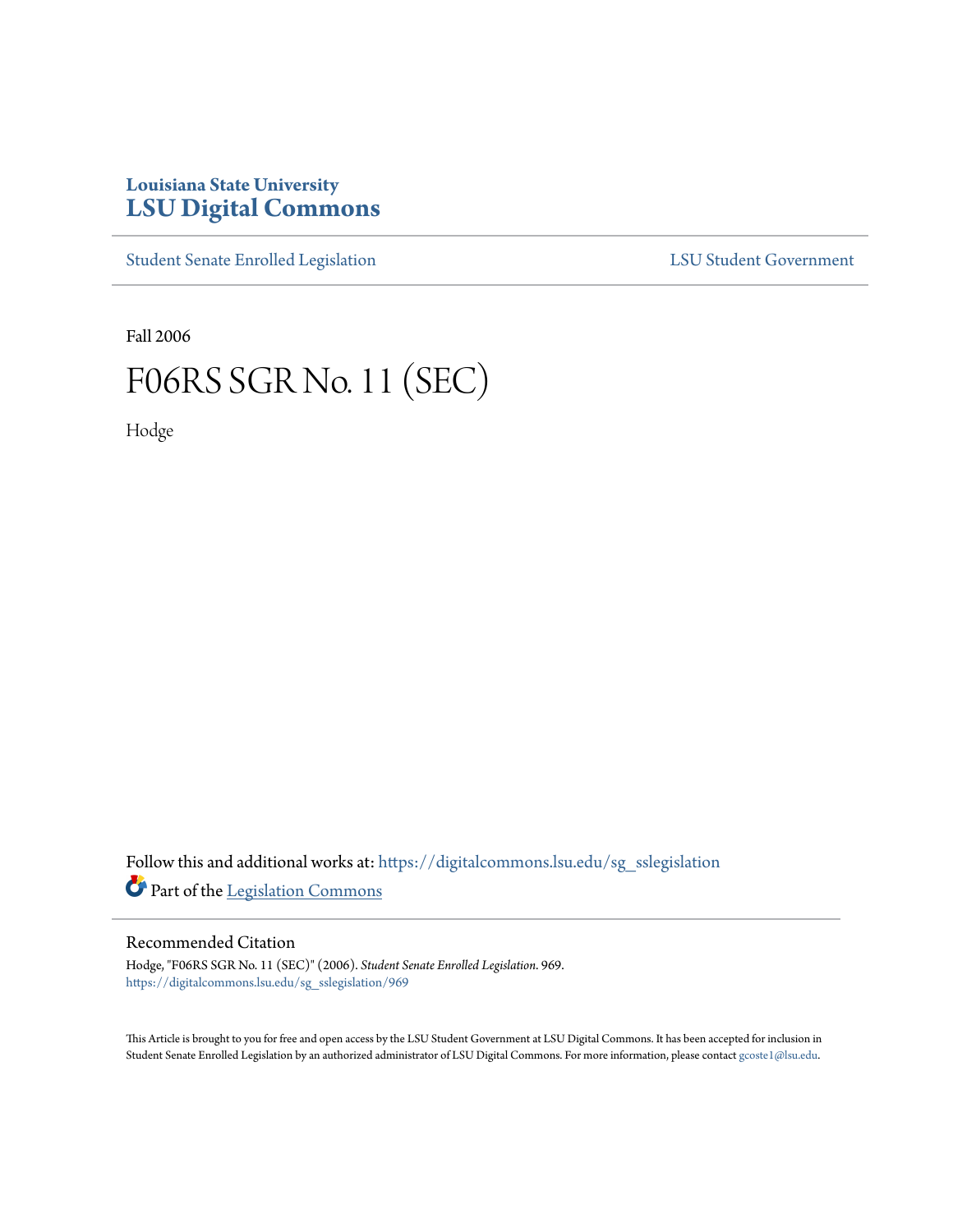Louisiana State University

# LSU Digital Commons

Student Senate Enrolled Legislation

LSU Student Government

Fall 2006

# F06RS SGR No. 11 (SEC)

Hodge

Follow this and additional works at: https://digitalcommons.lsu.edu/sg_sslegislation

Part of the Legislation Commons

## Recommended Citation

Hodge, "F06RS SGR No. 11 (SEC)" (2006). *Student Senate Enrolled Legislation*. 969.
https://digitalcommons.lsu.edu/sg_sslegislation/969

This Article is brought to you for free and open access by the LSU Student Government at LSU Digital Commons. It has been accepted for inclusion in Student Senate Enrolled Legislation by an authorized administrator of LSU Digital Commons. For more information, please contact gcoste1@lsu.edu.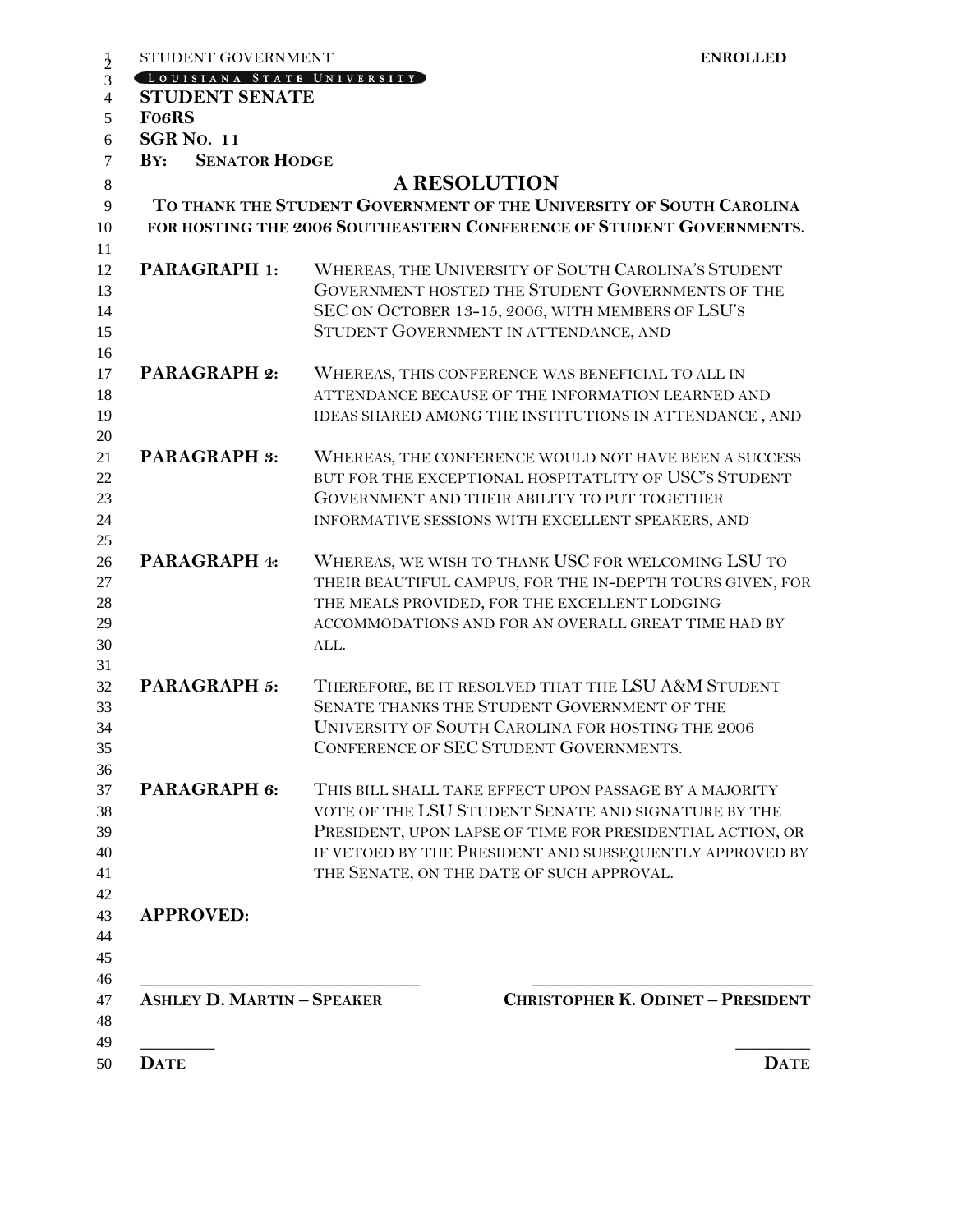STUDENT GOVERNMENT **ENROLLED**

LOUISIANA STATE UNIVERSITY

**STUDENT SENATE**

**F06RS**

**SGR NO. 11**

**BY: SENATOR HODGE**

# A RESOLUTION

**TO THANK THE STUDENT GOVERNMENT OF THE UNIVERSITY OF SOUTH CAROLINA FOR HOSTING THE 2006 SOUTHEASTERN CONFERENCE OF STUDENT GOVERNMENTS.**

**PARAGRAPH 1:** WHEREAS, THE UNIVERSITY OF SOUTH CAROLINA'S STUDENT GOVERNMENT HOSTED THE STUDENT GOVERNMENTS OF THE SEC ON OCTOBER 13-15, 2006, WITH MEMBERS OF LSU'S STUDENT GOVERNMENT IN ATTENDANCE, AND

**PARAGRAPH 2:** WHEREAS, THIS CONFERENCE WAS BENEFICIAL TO ALL IN ATTENDANCE BECAUSE OF THE INFORMATION LEARNED AND IDEAS SHARED AMONG THE INSTITUTIONS IN ATTENDANCE , AND

**PARAGRAPH 3:** WHEREAS, THE CONFERENCE WOULD NOT HAVE BEEN A SUCCESS BUT FOR THE EXCEPTIONAL HOSPITATLITY OF USC'S STUDENT GOVERNMENT AND THEIR ABILITY TO PUT TOGETHER INFORMATIVE SESSIONS WITH EXCELLENT SPEAKERS, AND

**PARAGRAPH 4:** WHEREAS, WE WISH TO THANK USC FOR WELCOMING LSU TO THEIR BEAUTIFUL CAMPUS, FOR THE IN-DEPTH TOURS GIVEN, FOR THE MEALS PROVIDED, FOR THE EXCELLENT LODGING ACCOMMODATIONS AND FOR AN OVERALL GREAT TIME HAD BY ALL.

**PARAGRAPH 5:** THEREFORE, BE IT RESOLVED THAT THE LSU A&M STUDENT SENATE THANKS THE STUDENT GOVERNMENT OF THE UNIVERSITY OF SOUTH CAROLINA FOR HOSTING THE 2006 CONFERENCE OF SEC STUDENT GOVERNMENTS.

**PARAGRAPH 6:** THIS BILL SHALL TAKE EFFECT UPON PASSAGE BY A MAJORITY VOTE OF THE LSU STUDENT SENATE AND SIGNATURE BY THE PRESIDENT, UPON LAPSE OF TIME FOR PRESIDENTIAL ACTION, OR IF VETOED BY THE PRESIDENT AND SUBSEQUENTLY APPROVED BY THE SENATE, ON THE DATE OF SUCH APPROVAL.

**APPROVED:**

______________________________ ______________________________

**ASHLEY D. MARTIN – SPEAKER** **CHRISTOPHER K. ODINET – PRESIDENT**

________ ________

**DATE** **DATE**